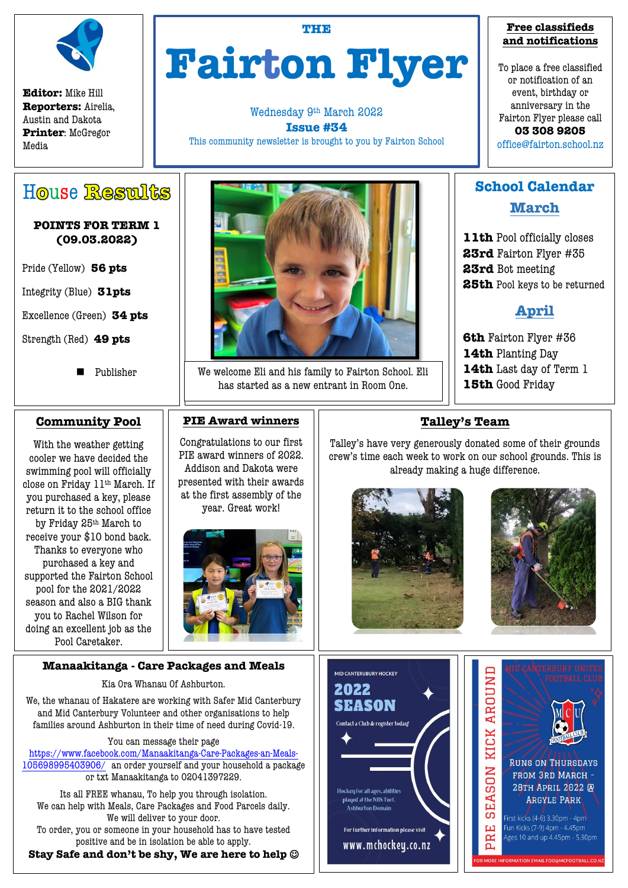**Editor:** Mike Hill
**Reporters:** Airelia, Austin and Dakota
**Printer**: McGregor Media

# THE Fairton Flyer

Wednesday 9th March 2022
**Issue #34**
This community newsletter is brought to you by Fairton School

**Free classifieds and notifications**

To place a free classified or notification of an event, birthday or anniversary in the Fairton Flyer please call
**03 308 9205**
office@fairton.school.nz

## House Results

**POINTS FOR TERM 1 (09.03.2022)**

Pride (Yellow) **56 pts**

Integrity (Blue) **31pts**

Excellence (Green) **34 pts**

Strength (Red) **49 pts**

■ Publisher

We welcome Eli and his family to Fairton School. Eli has started as a new entrant in Room One.

## School Calendar

### March

**11th** Pool officially closes
**23rd** Fairton Flyer #35
**23rd** Bot meeting
**25th** Pool keys to be returned

### April

**6th** Fairton Flyer #36
**14th** Planting Day
**14th** Last day of Term 1
**15th** Good Friday

## Community Pool

With the weather getting cooler we have decided the swimming pool will officially close on Friday 11th March. If you purchased a key, please return it to the school office by Friday 25th March to receive your $10 bond back. Thanks to everyone who purchased a key and supported the Fairton School pool for the 2021/2022 season and also a BIG thank you to Rachel Wilson for doing an excellent job as the Pool Caretaker.

## PIE Award winners

Congratulations to our first PIE award winners of 2022. Addison and Dakota were presented with their awards at the first assembly of the year. Great work!

## Talley's Team

Talley's have very generously donated some of their grounds crew's time each week to work on our school grounds. This is already making a huge difference.

## Manaakitanga - Care Packages and Meals

Kia Ora Whanau Of Ashburton.

We, the whanau of Hakatere are working with Safer Mid Canterbury and Mid Canterbury Volunteer and other organisations to help families around Ashburton in their time of need during Covid-19.

You can message their page https://www.facebook.com/Manaakitanga-Care-Packages-an-Meals-105698995403906/ an order yourself and your household a package or txt Manaakitanga to 02041397229.

Its all FREE whanau, To help you through isolation.
We can help with Meals, Care Packages and Food Parcels daily.
We will deliver to your door.
To order, you or someone in your household has to have tested positive and be in isolation be able to apply.

**Stay Safe and don't be shy, We are here to help ☺**

MID CANTERBURY HOCKEY

**2022 SEASON**

Contact a Club & register today!

Hockey for all ages, abilities played at the NBS Turf, Ashburton Domain

For further information please visit
www.mchockey.co.nz

PRE SEASON KICK AROUND

MID CANTERBURY UNITED FOOTBALL CLUB

RUNS ON THURSDAYS FROM 3RD MARCH - 28TH APRIL 2022 @ ARGYLE PARK

First kicks (4-6) 3.30pm - 4pm
Fun Kicks (7-9) 4pm - 4.45pm
Ages 10 and up 4.45pm - 5.30pm

FOR MORE INFORMATION EMAIL FDO@MCFOOTBALL.CO.NZ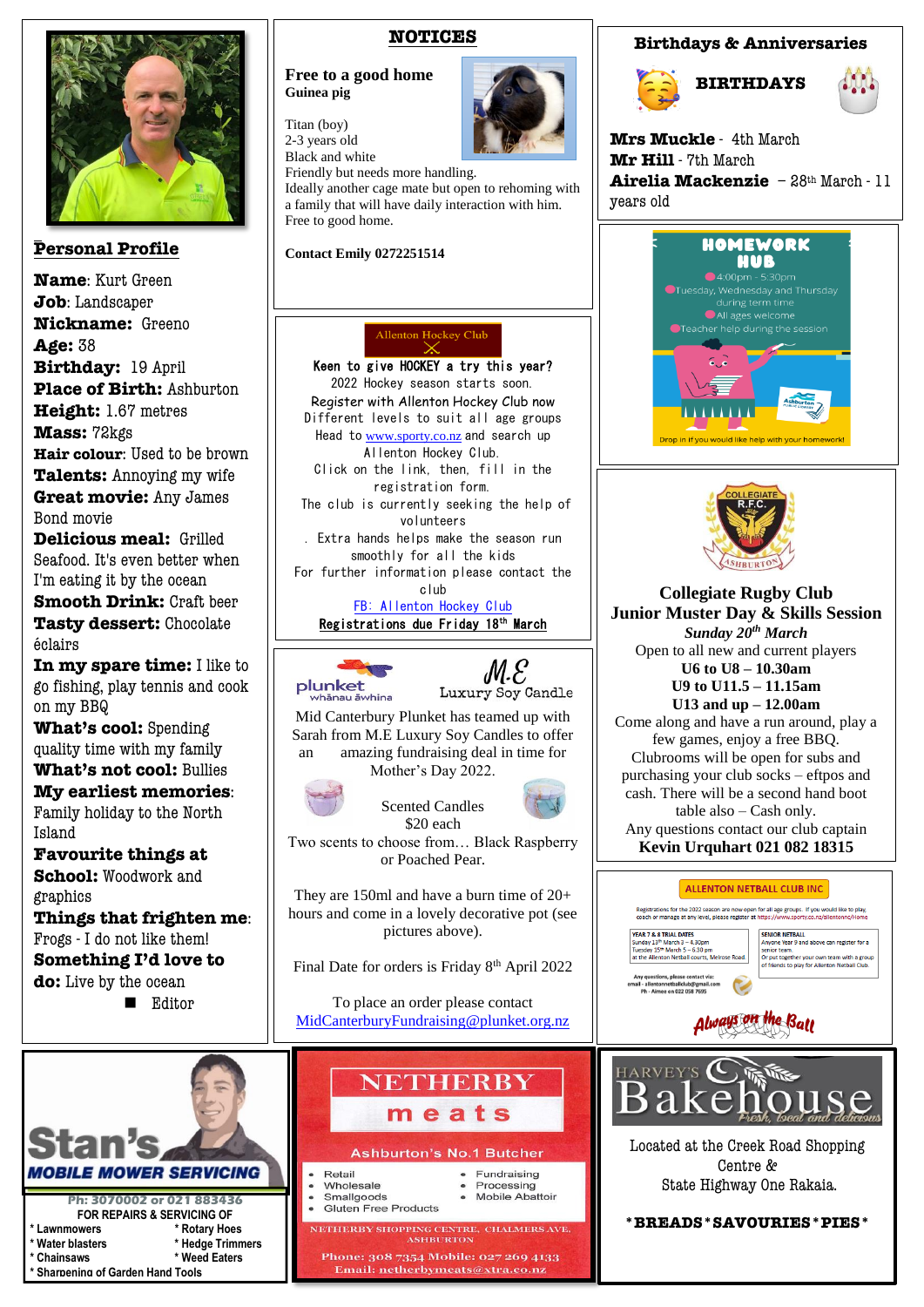## Personal Profile

**Name**: Kurt Green
**Job**: Landscaper
**Nickname:** Greeno
**Age:** 38
**Birthday:** 19 April
**Place of Birth:** Ashburton
**Height:** 1.67 metres
**Mass:** 72kgs
**Hair colour**: Used to be brown
**Talents:** Annoying my wife
**Great movie:** Any James Bond movie
**Delicious meal:** Grilled Seafood. It's even better when I'm eating it by the ocean
**Smooth Drink:** Craft beer
**Tasty dessert:** Chocolate éclairs
**In my spare time:** I like to go fishing, play tennis and cook on my BBQ
**What's cool:** Spending quality time with my family
**What's not cool:** Bullies
**My earliest memories**: Family holiday to the North Island
**Favourite things at School:** Woodwork and graphics
**Things that frighten me**: Frogs - I do not like them!
**Something I'd love to do:** Live by the ocean

■ Editor

## NOTICES

**Free to a good home**
**Guinea pig**

Titan (boy)
2-3 years old
Black and white
Friendly but needs more handling.
Ideally another cage mate but open to rehoming with a family that will have daily interaction with him.
Free to good home.

**Contact Emily 0272251514**

Allenton Hockey Club

**Keen to give HOCKEY a try this year?**
2022 Hockey season starts soon.
Register with Allenton Hockey Club now
Different levels to suit all age groups
Head to www.sporty.co.nz and search up Allenton Hockey Club.
Click on the link, then, fill in the registration form.
The club is currently seeking the help of volunteers
. Extra hands helps make the season run smoothly for all the kids
For further information please contact the club
FB: Allenton Hockey Club
**Registrations due Friday 18th March**

plunket whānau āwhina — M.E Luxury Soy Candle

Mid Canterbury Plunket has teamed up with Sarah from M.E Luxury Soy Candles to offer an amazing fundraising deal in time for Mother's Day 2022.

Scented Candles
$20 each
Two scents to choose from… Black Raspberry or Poached Pear.

They are 150ml and have a burn time of 20+ hours and come in a lovely decorative pot (see pictures above).

Final Date for orders is Friday 8th April 2022

To place an order please contact MidCanterburyFundraising@plunket.org.nz

## Birthdays & Anniversaries

### BIRTHDAYS

**Mrs Muckle** - 4th March
**Mr Hill** - 7th March
**Airelia Mackenzie** – 28th March - 11 years old

**HOMEWORK HUB**
4:00pm - 5:30pm
Tuesday, Wednesday and Thursday during term time
All ages welcome
Teacher help during the session
Drop in if you would like help with your homework!

COLLEGIATE R.F.C. ASHBURTON

**Collegiate Rugby Club**
**Junior Muster Day & Skills Session**
***Sunday 20th March***
Open to all new and current players
**U6 to U8 – 10.30am**
**U9 to U11.5 – 11.15am**
**U13 and up – 12.00am**
Come along and have a run around, play a few games, enjoy a free BBQ.
Clubrooms will be open for subs and purchasing your club socks – eftpos and cash. There will be a second hand boot table also – Cash only.
Any questions contact our club captain
**Kevin Urquhart 021 082 18315**

**ALLENTON NETBALL CLUB INC**

Registrations for the 2022 season are now open for all age groups. If you would like to play, coach or manage at any level, please register at https://www.sporty.co.nz/allentonnc/Home

| YEAR 7 & 8 TRIAL DATES | SENIOR NETBALL |
|---|---|
| Sunday 13th March 3 – 4.30pm<br>Tuesday 15th March 5 – 6.30 pm<br>at the Allenton Netball courts, Melrose Road | Anyone Year 9 and above can register for a senior team.<br>Or put together your own team with a group of friends to play for Allenton Netball Club. |

Any questions, please contact via: email - allentonnetballclub@gmail.com
Ph - Aimee on 022 058 7695

*Always on the Ball*

**Stan's MOBILE MOWER SERVICING**
Ph: 3070002 or 021 883436
**FOR REPAIRS & SERVICING OF**
* Lawnmowers
* Rotary Hoes
* Water blasters
* Hedge Trimmers
* Chainsaws
* Weed Eaters
* Sharpening of Garden Hand Tools

**NETHERBY meats**
Ashburton's No.1 Butcher
- Retail
- Wholesale
- Smallgoods
- Gluten Free Products
- Fundraising
- Processing
- Mobile Abattoir

NETHERBY SHOPPING CENTRE, CHALMERS AVE, ASHBURTON
Phone: 308 7354 Mobile: 027 269 4133
Email: netherbymeats@xtra.co.nz

**HARVEY'S Bakehouse** — Fresh, local and delicious

Located at the Creek Road Shopping Centre & State Highway One Rakaia.

**\*BREADS\*SAVOURIES\*PIES\***